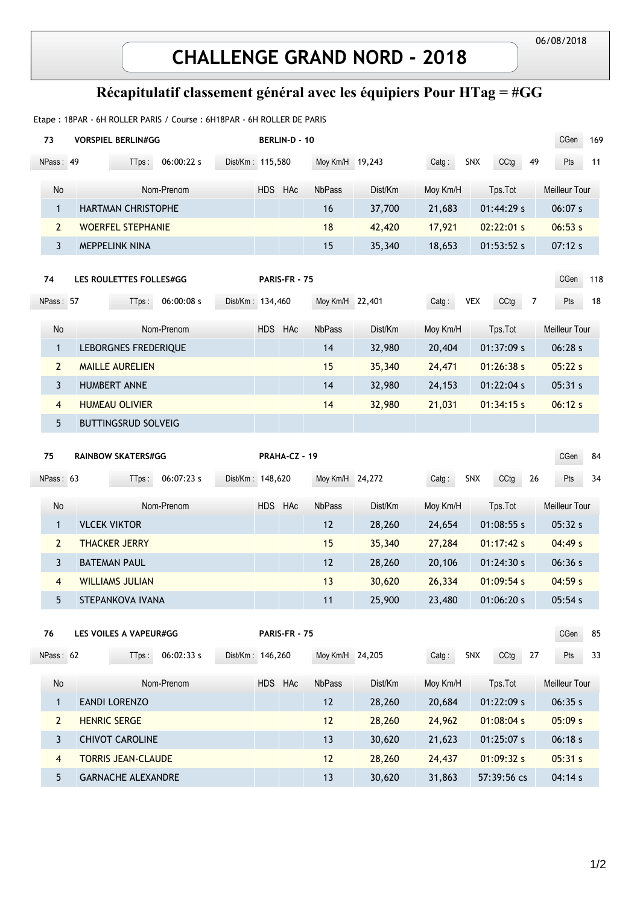06/08/2018

# CHALLENGE GRAND NORD - 2018

## Récapitulatif classement général avec les équipiers Pour HTag = #GG

Etape : 18PAR - 6H ROLLER PARIS / Course : 6H18PAR - 6H ROLLER DE PARIS

**73 VORSPIEL BERLIN#GG** — BERLIN-D - 10 — CGen 169

NPass : 49 | TTps : 06:00:22 s | Dist/Km : 115,580 | Moy Km/H 19,243 | Catg : SNX | CCtg 49 | Pts 11

| No | Nom-Prenom | HDS | HAc | NbPass | Dist/Km | Moy Km/H | Tps.Tot | Meilleur Tour |
|---|---|---|---|---|---|---|---|---|
| 1 | HARTMAN CHRISTOPHE | | | 16 | 37,700 | 21,683 | 01:44:29 s | 06:07 s |
| 2 | WOERFEL STEPHANIE | | | 18 | 42,420 | 17,921 | 02:22:01 s | 06:53 s |
| 3 | MEPPELINK NINA | | | 15 | 35,340 | 18,653 | 01:53:52 s | 07:12 s |

**74 LES ROULETTES FOLLES#GG** — PARIS-FR - 75 — CGen 118

NPass : 57 | TTps : 06:00:08 s | Dist/Km : 134,460 | Moy Km/H 22,401 | Catg : VEX | CCtg 7 | Pts 18

| No | Nom-Prenom | HDS | HAc | NbPass | Dist/Km | Moy Km/H | Tps.Tot | Meilleur Tour |
|---|---|---|---|---|---|---|---|---|
| 1 | LEBORGNES FREDERIQUE | | | 14 | 32,980 | 20,404 | 01:37:09 s | 06:28 s |
| 2 | MAILLE AURELIEN | | | 15 | 35,340 | 24,471 | 01:26:38 s | 05:22 s |
| 3 | HUMBERT ANNE | | | 14 | 32,980 | 24,153 | 01:22:04 s | 05:31 s |
| 4 | HUMEAU OLIVIER | | | 14 | 32,980 | 21,031 | 01:34:15 s | 06:12 s |
| 5 | BUTTINGSRUD SOLVEIG | | | | | | | |

**75 RAINBOW SKATERS#GG** — PRAHA-CZ - 19 — CGen 84

NPass : 63 | TTps : 06:07:23 s | Dist/Km : 148,620 | Moy Km/H 24,272 | Catg : SNX | CCtg 26 | Pts 34

| No | Nom-Prenom | HDS | HAc | NbPass | Dist/Km | Moy Km/H | Tps.Tot | Meilleur Tour |
|---|---|---|---|---|---|---|---|---|
| 1 | VLCEK VIKTOR | | | 12 | 28,260 | 24,654 | 01:08:55 s | 05:32 s |
| 2 | THACKER JERRY | | | 15 | 35,340 | 27,284 | 01:17:42 s | 04:49 s |
| 3 | BATEMAN PAUL | | | 12 | 28,260 | 20,106 | 01:24:30 s | 06:36 s |
| 4 | WILLIAMS JULIAN | | | 13 | 30,620 | 26,334 | 01:09:54 s | 04:59 s |
| 5 | STEPANKOVA IVANA | | | 11 | 25,900 | 23,480 | 01:06:20 s | 05:54 s |

**76 LES VOILES A VAPEUR#GG** — PARIS-FR - 75 — CGen 85

NPass : 62 | TTps : 06:02:33 s | Dist/Km : 146,260 | Moy Km/H 24,205 | Catg : SNX | CCtg 27 | Pts 33

| No | Nom-Prenom | HDS | HAc | NbPass | Dist/Km | Moy Km/H | Tps.Tot | Meilleur Tour |
|---|---|---|---|---|---|---|---|---|
| 1 | EANDI LORENZO | | | 12 | 28,260 | 20,684 | 01:22:09 s | 06:35 s |
| 2 | HENRIC SERGE | | | 12 | 28,260 | 24,962 | 01:08:04 s | 05:09 s |
| 3 | CHIVOT CAROLINE | | | 13 | 30,620 | 21,623 | 01:25:07 s | 06:18 s |
| 4 | TORRIS JEAN-CLAUDE | | | 12 | 28,260 | 24,437 | 01:09:32 s | 05:31 s |
| 5 | GARNACHE ALEXANDRE | | | 13 | 30,620 | 31,863 | 57:39:56 cs | 04:14 s |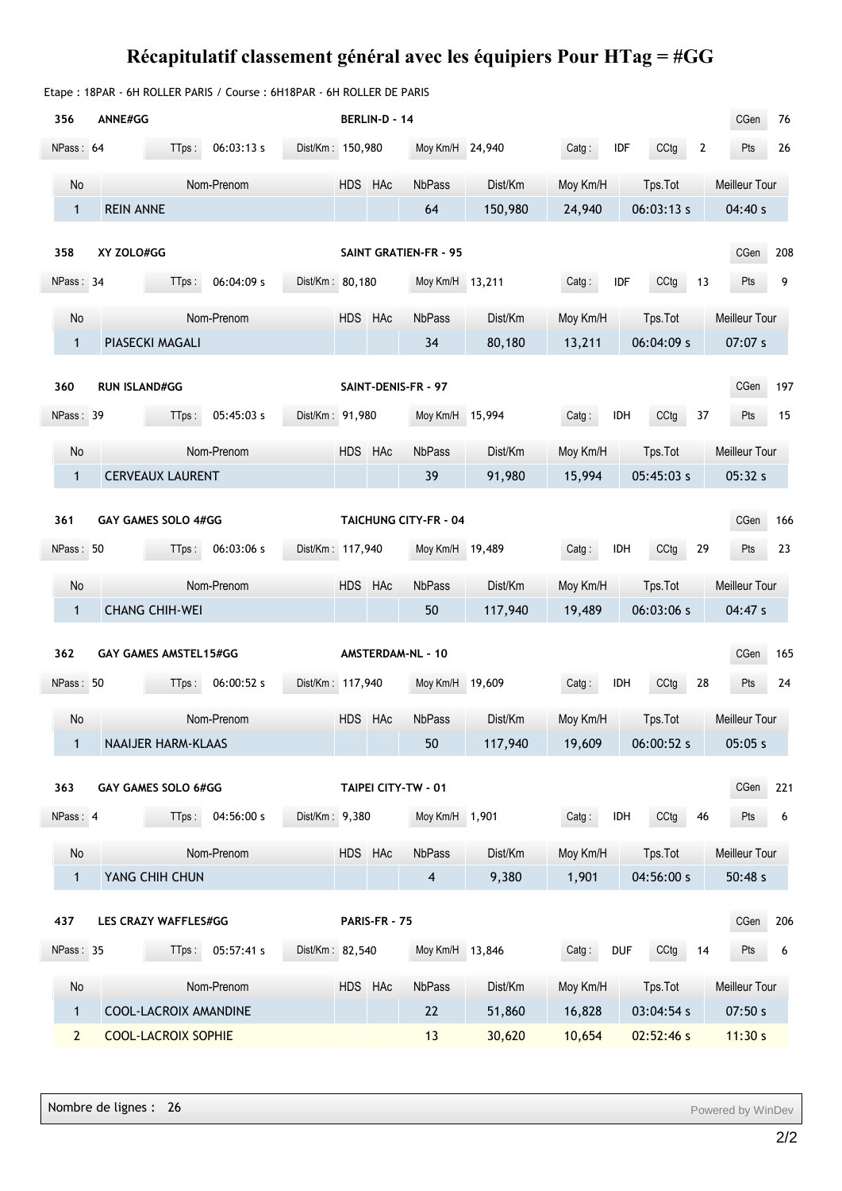# Récapitulatif classement général avec les équipiers Pour HTag = #GG

Etape : 18PAR - 6H ROLLER PARIS / Course : 6H18PAR - 6H ROLLER DE PARIS

| 356 | ANNE#GG | | BERLIN-D - 14 | | | | CGen | 76 |
|---|---|---|---|---|---|---|---|---|
| NPass : 64 | TTps : 06:03:13 s | Dist/Km : 150,980 | Moy Km/H 24,940 | | Catg : IDF | CCtg 2 | Pts | 26 |

| No | Nom-Prenom | HDS | HAc | NbPass | Dist/Km | Moy Km/H | Tps.Tot | Meilleur Tour |
|---|---|---|---|---|---|---|---|---|
| 1 | REIN ANNE | | | 64 | 150,980 | 24,940 | 06:03:13 s | 04:40 s |

| 358 | XY ZOLO#GG | | SAINT GRATIEN-FR - 95 | | | | CGen | 208 |
|---|---|---|---|---|---|---|---|---|
| NPass : 34 | TTps : 06:04:09 s | Dist/Km : 80,180 | Moy Km/H 13,211 | | Catg : IDF | CCtg 13 | Pts | 9 |

| No | Nom-Prenom | HDS | HAc | NbPass | Dist/Km | Moy Km/H | Tps.Tot | Meilleur Tour |
|---|---|---|---|---|---|---|---|---|
| 1 | PIASECKI MAGALI | | | 34 | 80,180 | 13,211 | 06:04:09 s | 07:07 s |

| 360 | RUN ISLAND#GG | | SAINT-DENIS-FR - 97 | | | | CGen | 197 |
|---|---|---|---|---|---|---|---|---|
| NPass : 39 | TTps : 05:45:03 s | Dist/Km : 91,980 | Moy Km/H 15,994 | | Catg : IDH | CCtg 37 | Pts | 15 |

| No | Nom-Prenom | HDS | HAc | NbPass | Dist/Km | Moy Km/H | Tps.Tot | Meilleur Tour |
|---|---|---|---|---|---|---|---|---|
| 1 | CERVEAUX LAURENT | | | 39 | 91,980 | 15,994 | 05:45:03 s | 05:32 s |

| 361 | GAY GAMES SOLO 4#GG | | TAICHUNG CITY-FR - 04 | | | | CGen | 166 |
|---|---|---|---|---|---|---|---|---|
| NPass : 50 | TTps : 06:03:06 s | Dist/Km : 117,940 | Moy Km/H 19,489 | | Catg : IDH | CCtg 29 | Pts | 23 |

| No | Nom-Prenom | HDS | HAc | NbPass | Dist/Km | Moy Km/H | Tps.Tot | Meilleur Tour |
|---|---|---|---|---|---|---|---|---|
| 1 | CHANG CHIH-WEI | | | 50 | 117,940 | 19,489 | 06:03:06 s | 04:47 s |

| 362 | GAY GAMES AMSTEL15#GG | | AMSTERDAM-NL - 10 | | | | CGen | 165 |
|---|---|---|---|---|---|---|---|---|
| NPass : 50 | TTps : 06:00:52 s | Dist/Km : 117,940 | Moy Km/H 19,609 | | Catg : IDH | CCtg 28 | Pts | 24 |

| No | Nom-Prenom | HDS | HAc | NbPass | Dist/Km | Moy Km/H | Tps.Tot | Meilleur Tour |
|---|---|---|---|---|---|---|---|---|
| 1 | NAAIJER HARM-KLAAS | | | 50 | 117,940 | 19,609 | 06:00:52 s | 05:05 s |

| 363 | GAY GAMES SOLO 6#GG | | TAIPEI CITY-TW - 01 | | | | CGen | 221 |
|---|---|---|---|---|---|---|---|---|
| NPass : 4 | TTps : 04:56:00 s | Dist/Km : 9,380 | Moy Km/H 1,901 | | Catg : IDH | CCtg 46 | Pts | 6 |

| No | Nom-Prenom | HDS | HAc | NbPass | Dist/Km | Moy Km/H | Tps.Tot | Meilleur Tour |
|---|---|---|---|---|---|---|---|---|
| 1 | YANG CHIH CHUN | | | 4 | 9,380 | 1,901 | 04:56:00 s | 50:48 s |

| 437 | LES CRAZY WAFFLES#GG | | PARIS-FR - 75 | | | | CGen | 206 |
|---|---|---|---|---|---|---|---|---|
| NPass : 35 | TTps : 05:57:41 s | Dist/Km : 82,540 | Moy Km/H 13,846 | | Catg : DUF | CCtg 14 | Pts | 6 |

| No | Nom-Prenom | HDS | HAc | NbPass | Dist/Km | Moy Km/H | Tps.Tot | Meilleur Tour |
|---|---|---|---|---|---|---|---|---|
| 1 | COOL-LACROIX AMANDINE | | | 22 | 51,860 | 16,828 | 03:04:54 s | 07:50 s |
| 2 | COOL-LACROIX SOPHIE | | | 13 | 30,620 | 10,654 | 02:52:46 s | 11:30 s |

Nombre de lignes : 26

Powered by WinDev